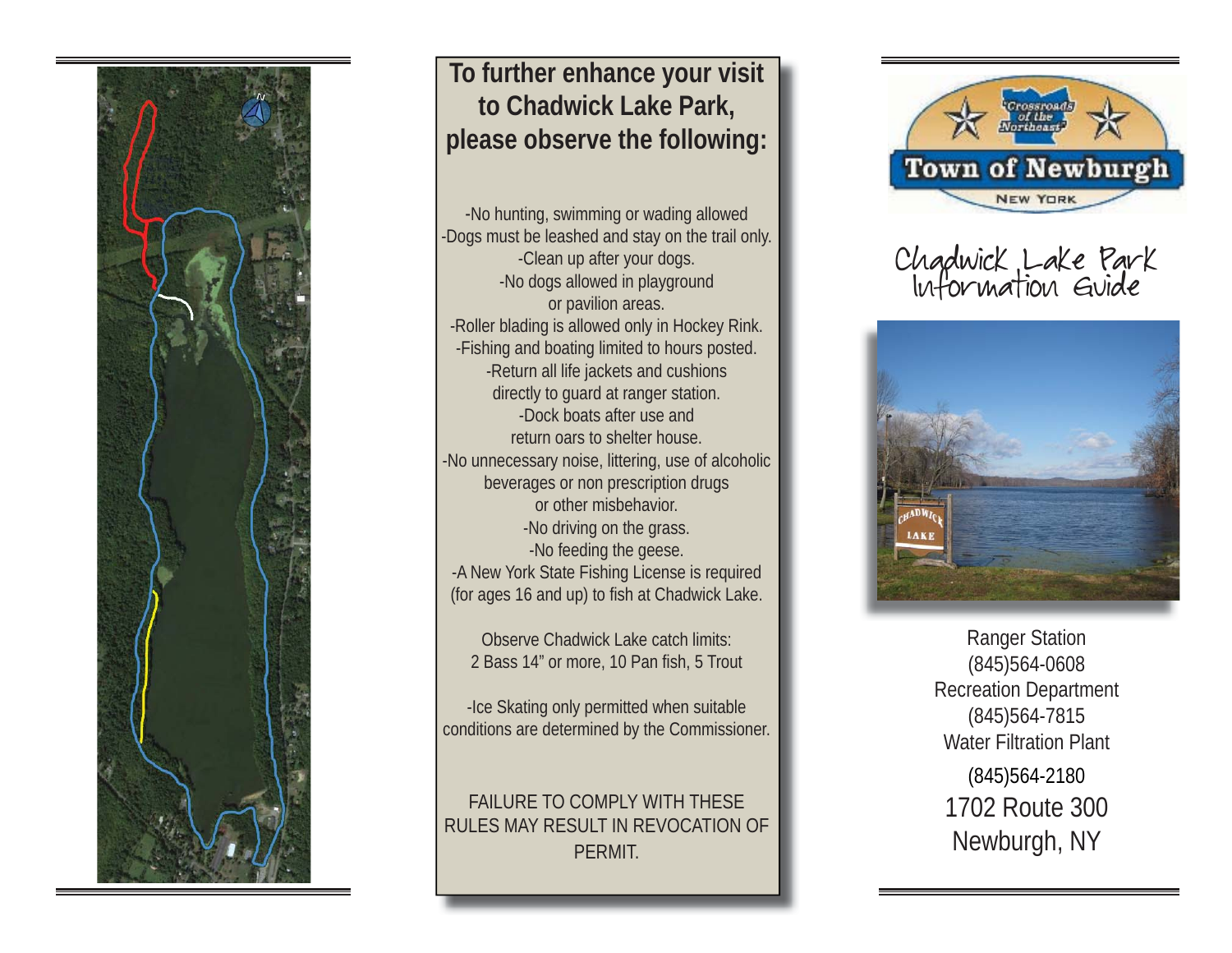## To further enhance your visit to Chadwick Lake Park, please observe the following:

-No hunting, swimming or wading allowed
-Dogs must be leashed and stay on the trail only.
-Clean up after your dogs.
-No dogs allowed in playground or pavilion areas.
-Roller blading is allowed only in Hockey Rink.
-Fishing and boating limited to hours posted.
-Return all life jackets and cushions directly to guard at ranger station.
-Dock boats after use and return oars to shelter house.
-No unnecessary noise, littering, use of alcoholic beverages or non prescription drugs or other misbehavior.
-No driving on the grass.
-No feeding the geese.
-A New York State Fishing License is required (for ages 16 and up) to fish at Chadwick Lake.

Observe Chadwick Lake catch limits:
2 Bass 14” or more, 10 Pan fish, 5 Trout

-Ice Skating only permitted when suitable conditions are determined by the Commissioner.

FAILURE TO COMPLY WITH THESE RULES MAY RESULT IN REVOCATION OF PERMIT.

"Crossroads of the Northeast"
Town of Newburgh
New York

# Chadwick Lake Park Information Guide

Ranger Station
(845)564-0608
Recreation Department
(845)564-7815
Water Filtration Plant
(845)564-2180
1702 Route 300
Newburgh, NY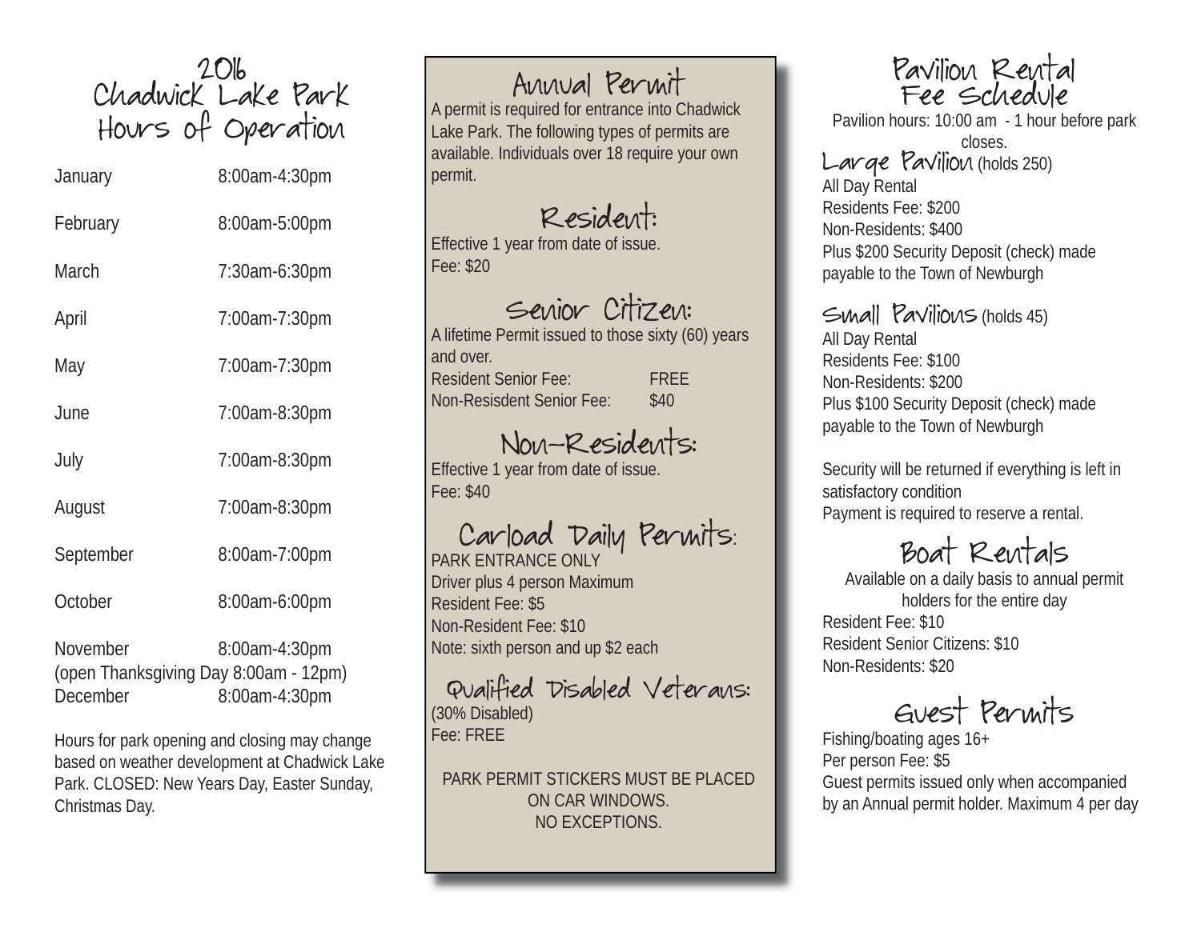# 2016 Chadwick Lake Park Hours of Operation

| | |
|---|---|
| January | 8:00am-4:30pm |
| February | 8:00am-5:00pm |
| March | 7:30am-6:30pm |
| April | 7:00am-7:30pm |
| May | 7:00am-7:30pm |
| June | 7:00am-8:30pm |
| July | 7:00am-8:30pm |
| August | 7:00am-8:30pm |
| September | 8:00am-7:00pm |
| October | 8:00am-6:00pm |
| November (open Thanksgiving Day 8:00am - 12pm) | 8:00am-4:30pm |
| December | 8:00am-4:30pm |

Hours for park opening and closing may change based on weather development at Chadwick Lake Park. CLOSED: New Years Day, Easter Sunday, Christmas Day.

# Annual Permit

A permit is required for entrance into Chadwick Lake Park. The following types of permits are available. Individuals over 18 require your own permit.

## Resident:

Effective 1 year from date of issue.
Fee: $20

## Senior Citizen:

A lifetime Permit issued to those sixty (60) years and over.

| | |
|---|---|
| Resident Senior Fee: | FREE |
| Non-Resisdent Senior Fee: | $40 |

## Non-Residents:

Effective 1 year from date of issue.
Fee: $40

## Carload Daily Permits:

PARK ENTRANCE ONLY
Driver plus 4 person Maximum
Resident Fee: $5
Non-Resident Fee: $10
Note: sixth person and up $2 each

## Qualified Disabled Veterans:

(30% Disabled)
Fee: FREE

PARK PERMIT STICKERS MUST BE PLACED ON CAR WINDOWS.
NO EXCEPTIONS.

# Pavilion Rental Fee Schedule

Pavilion hours: 10:00 am - 1 hour before park closes.

## Large Pavilion (holds 250)

All Day Rental
Residents Fee: $200
Non-Residents: $400
Plus $200 Security Deposit (check) made payable to the Town of Newburgh

## Small Pavilions (holds 45)

All Day Rental
Residents Fee: $100
Non-Residents: $200
Plus $100 Security Deposit (check) made payable to the Town of Newburgh

Security will be returned if everything is left in satisfactory condition
Payment is required to reserve a rental.

# Boat Rentals

Available on a daily basis to annual permit holders for the entire day
Resident Fee: $10
Resident Senior Citizens: $10
Non-Residents: $20

# Guest Permits

Fishing/boating ages 16+
Per person Fee: $5
Guest permits issued only when accompanied by an Annual permit holder. Maximum 4 per day